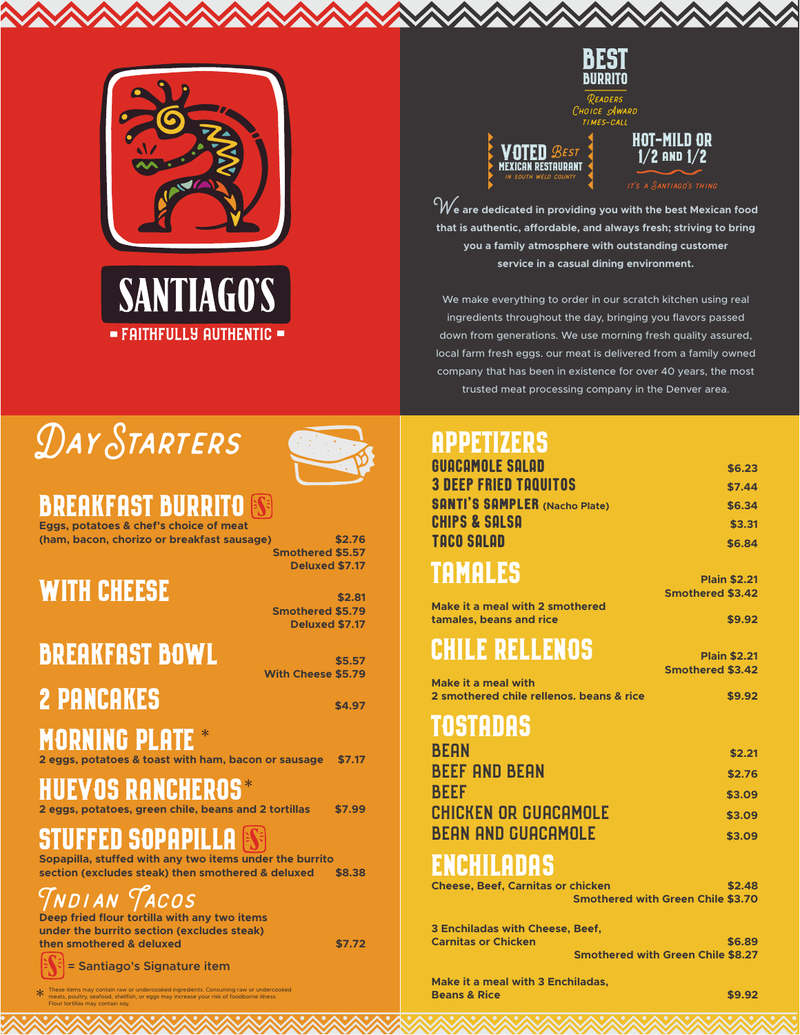# SANTIAGO'S

FAITHFULLY AUTHENTIC

**BEST BURRITO**
Readers Choice Award
TIMES-CALL

**VOTED Best MEXICAN RESTAURANT**
IN SOUTH WELD COUNTY

**HOT-MILD OR 1/2 AND 1/2**
IT'S A SANTIAGO'S THING

**We are dedicated in providing you with the best Mexican food that is authentic, affordable, and always fresh; striving to bring you a family atmosphere with outstanding customer service in a casual dining environment.**

We make everything to order in our scratch kitchen using real ingredients throughout the day, bringing you flavors passed down from generations. We use morning fresh quality assured, local farm fresh eggs. our meat is delivered from a family owned company that has been in existence for over 40 years, the most trusted meat processing company in the Denver area.

## Day Starters

### BREAKFAST BURRITO [S]

**Eggs, potatoes & chef's choice of meat (ham, bacon, chorizo or breakfast sausage)** — $2.76
Smothered $5.57
Deluxed $7.17

### WITH CHEESE

$2.81
Smothered $5.79
Deluxed $7.17

### BREAKFAST BOWL

$5.57
With Cheese $5.79

### 2 PANCAKES

$4.97

### MORNING PLATE *

**2 eggs, potatoes & toast with ham, bacon or sausage** — $7.17

### HUEVOS RANCHEROS*

**2 eggs, potatoes, green chile, beans and 2 tortillas** — $7.99

### STUFFED SOPAPILLA [S]

**Sopapilla, stuffed with any two items under the burrito section (excludes steak) then smothered & deluxed** — $8.38

### Indian Tacos

**Deep fried flour tortilla with any two items under the burrito section (excludes steak) then smothered & deluxed** — $7.72

[S] = Santiago's Signature item

* These items may contain raw or undercooked ingredients. Consuming raw or undercooked meats, poultry, seafood, shellfish, or eggs may increase your risk of foodborne illness. Flour tortillas may contain soy.

## APPETIZERS

| Item | Price |
| --- | --- |
| GUACAMOLE SALAD | $6.23 |
| 3 DEEP FRIED TAQUITOS | $7.44 |
| SANTI'S SAMPLER (Nacho Plate) | $6.34 |
| CHIPS & SALSA | $3.31 |
| TACO SALAD | $6.84 |

## TAMALES

Plain $2.21
Smothered $3.42

**Make it a meal with 2 smothered tamales, beans and rice** — $9.92

## CHILE RELLENOS

Plain $2.21
Smothered $3.42

**Make it a meal with 2 smothered chile rellenos. beans & rice** — $9.92

## TOSTADAS

| Item | Price |
| --- | --- |
| BEAN | $2.21 |
| BEEF AND BEAN | $2.76 |
| BEEF | $3.09 |
| CHICKEN OR GUACAMOLE | $3.09 |
| BEAN AND GUACAMOLE | $3.09 |

## ENCHILADAS

**Cheese, Beef, Carnitas or chicken** — $2.48
Smothered with Green Chile $3.70

**3 Enchiladas with Cheese, Beef, Carnitas or Chicken** — $6.89
Smothered with Green Chile $8.27

**Make it a meal with 3 Enchiladas, Beans & Rice** — $9.92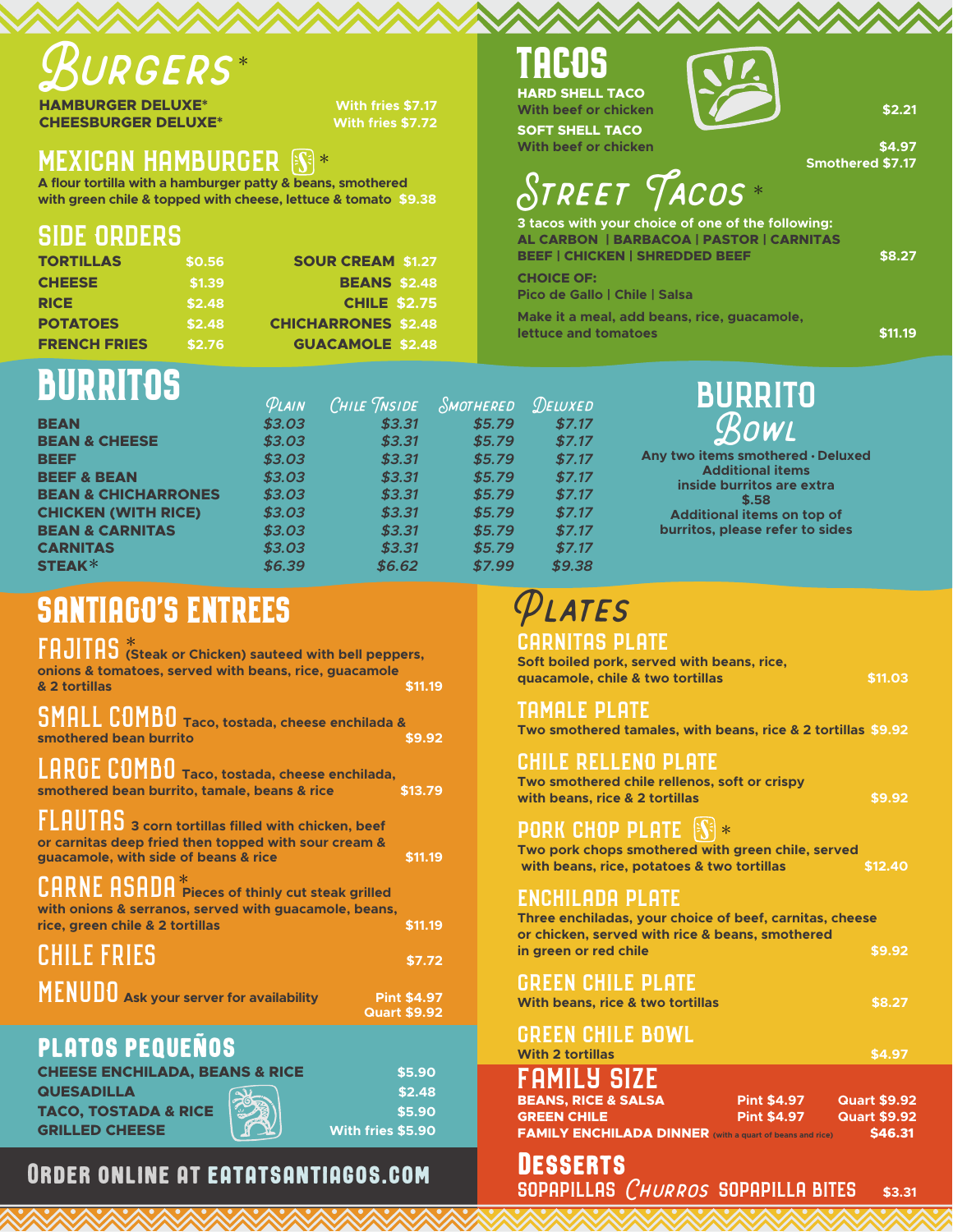# Burgers*

HAMBURGER DELUXE* — With fries $7.17
CHEESBURGER DELUXE* — With fries $7.72

## MEXICAN HAMBURGER *

A flour tortilla with a hamburger patty & beans, smothered with green chile & topped with cheese, lettuce & tomato $9.38

## SIDE ORDERS

| | | | |
|---|---|---|---|
| TORTILLAS | $0.56 | SOUR CREAM | $1.27 |
| CHEESE | $1.39 | BEANS | $2.48 |
| RICE | $2.48 | CHILE | $2.75 |
| POTATOES | $2.48 | CHICHARRONES | $2.48 |
| FRENCH FRIES | $2.76 | GUACAMOLE | $2.48 |

# TACOS

HARD SHELL TACO
With beef or chicken — $2.21

SOFT SHELL TACO
With beef or chicken — $4.97
Smothered $7.17

## Street Tacos *

3 tacos with your choice of one of the following:
AL CARBON | BARBACOA | PASTOR | CARNITAS
BEEF | CHICKEN | SHREDDED BEEF — $8.27

CHOICE OF:
Pico de Gallo | Chile | Salsa

Make it a meal, add beans, rice, guacamole, lettuce and tomatoes — $11.19

# BURRITOS

| | Plain | Chile Inside | Smothered | Deluxed |
|---|---|---|---|---|
| BEAN | $3.03 | $3.31 | $5.79 | $7.17 |
| BEAN & CHEESE | $3.03 | $3.31 | $5.79 | $7.17 |
| BEEF | $3.03 | $3.31 | $5.79 | $7.17 |
| BEEF & BEAN | $3.03 | $3.31 | $5.79 | $7.17 |
| BEAN & CHICHARRONES | $3.03 | $3.31 | $5.79 | $7.17 |
| CHICKEN (WITH RICE) | $3.03 | $3.31 | $5.79 | $7.17 |
| BEAN & CARNITAS | $3.03 | $3.31 | $5.79 | $7.17 |
| CARNITAS | $3.03 | $3.31 | $5.79 | $7.17 |
| STEAK* | $6.39 | $6.62 | $7.99 | $9.38 |

## BURRITO Bowl

Any two items smothered • Deluxed
Additional items inside burritos are extra $.58
Additional items on top of burritos, please refer to sides

# SANTIAGO'S ENTREES

**FAJITAS** * (Steak or Chicken) sauteed with bell peppers, onions & tomatoes, served with beans, rice, guacamole & 2 tortillas — $11.19

**SMALL COMBO** Taco, tostada, cheese enchilada & smothered bean burrito — $9.92

**LARGE COMBO** Taco, tostada, cheese enchilada, smothered bean burrito, tamale, beans & rice — $13.79

**FLAUTAS** 3 corn tortillas filled with chicken, beef or carnitas deep fried then topped with sour cream & guacamole, with side of beans & rice — $11.19

**CARNE ASADA** * Pieces of thinly cut steak grilled with onions & serranos, served with guacamole, beans, rice, green chile & 2 tortillas — $11.19

**CHILE FRIES** — $7.72

**MENUDO** Ask your server for availability — Pint $4.97 / Quart $9.92

## PLATOS PEQUEÑOS

| | |
|---|---|
| CHEESE ENCHILADA, BEANS & RICE | $5.90 |
| QUESADILLA | $2.48 |
| TACO, TOSTADA & RICE | $5.90 |
| GRILLED CHEESE | With fries $5.90 |

Order online at eatatsantiagos.com

# Plates

**CARNITAS PLATE**
Soft boiled pork, served with beans, rice, quacamole, chile & two tortillas — $11.03

**TAMALE PLATE**
Two smothered tamales, with beans, rice & 2 tortillas — $9.92

**CHILE RELLENO PLATE**
Two smothered chile rellenos, soft or crispy with beans, rice & 2 tortillas — $9.92

**PORK CHOP PLATE** *
Two pork chops smothered with green chile, served with beans, rice, potatoes & two tortillas — $12.40

**ENCHILADA PLATE**
Three enchiladas, your choice of beef, carnitas, cheese or chicken, served with rice & beans, smothered in green or red chile — $9.92

**GREEN CHILE PLATE**
With beans, rice & two tortillas — $8.27

**GREEN CHILE BOWL**
With 2 tortillas — $4.97

## FAMILY SIZE

| | | |
|---|---|---|
| BEANS, RICE & SALSA | Pint $4.97 | Quart $9.92 |
| GREEN CHILE | Pint $4.97 | Quart $9.92 |
| FAMILY ENCHILADA DINNER (with a quart of beans and rice) | | $46.31 |

## Desserts

SOPAPILLAS Churros SOPAPILLA BITES — $3.31